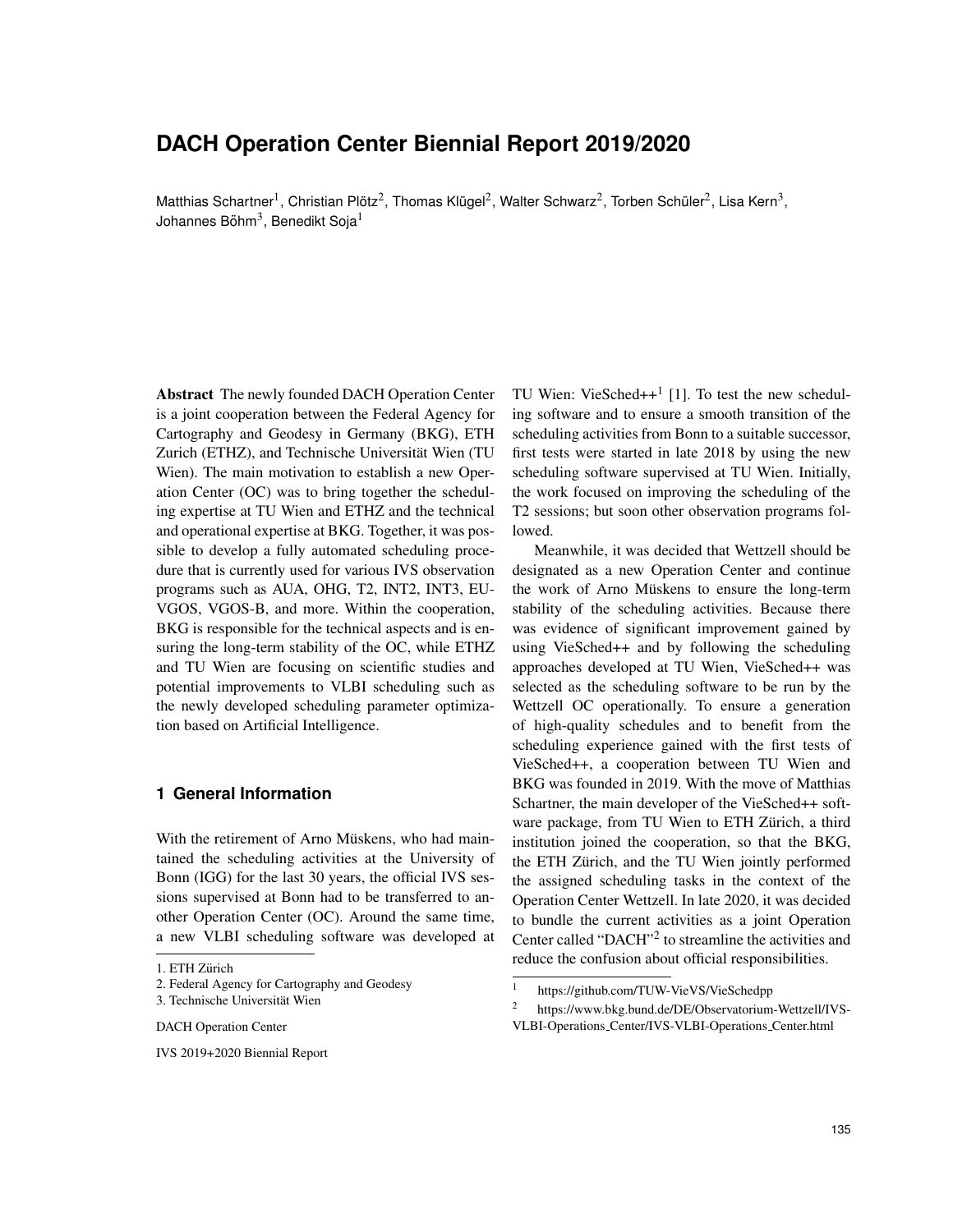# DACH Operation Center Biennial Report 2019/2020

Matthias Schartner[1], Christian Plötz[2], Thomas Klügel[2], Walter Schwarz[2], Torben Schüler[2], Lisa Kern[3], Johannes Böhm[3], Benedikt Soja[1]

1. ETH Zürich
2. Federal Agency for Cartography and Geodesy
3. Technische Universität Wien

DACH Operation Center

IVS 2019+2020 Biennial Report

**Abstract** The newly founded DACH Operation Center is a joint cooperation between the Federal Agency for Cartography and Geodesy in Germany (BKG), ETH Zurich (ETHZ), and Technische Universität Wien (TU Wien). The main motivation to establish a new Operation Center (OC) was to bring together the scheduling expertise at TU Wien and ETHZ and the technical and operational expertise at BKG. Together, it was possible to develop a fully automated scheduling procedure that is currently used for various IVS observation programs such as AUA, OHG, T2, INT2, INT3, EU-VGOS, VGOS-B, and more. Within the cooperation, BKG is responsible for the technical aspects and is ensuring the long-term stability of the OC, while ETHZ and TU Wien are focusing on scientific studies and potential improvements to VLBI scheduling such as the newly developed scheduling parameter optimization based on Artificial Intelligence.

## 1 General Information

With the retirement of Arno Müskens, who had maintained the scheduling activities at the University of Bonn (IGG) for the last 30 years, the official IVS sessions supervised at Bonn had to be transferred to another Operation Center (OC). Around the same time, a new VLBI scheduling software was developed at TU Wien: VieSched++[1] [1]. To test the new scheduling software and to ensure a smooth transition of the scheduling activities from Bonn to a suitable successor, first tests were started in late 2018 by using the new scheduling software supervised at TU Wien. Initially, the work focused on improving the scheduling of the T2 sessions; but soon other observation programs followed.

Meanwhile, it was decided that Wettzell should be designated as a new Operation Center and continue the work of Arno Müskens to ensure the long-term stability of the scheduling activities. Because there was evidence of significant improvement gained by using VieSched++ and by following the scheduling approaches developed at TU Wien, VieSched++ was selected as the scheduling software to be run by the Wettzell OC operationally. To ensure a generation of high-quality schedules and to benefit from the scheduling experience gained with the first tests of VieSched++, a cooperation between TU Wien and BKG was founded in 2019. With the move of Matthias Schartner, the main developer of the VieSched++ software package, from TU Wien to ETH Zürich, a third institution joined the cooperation, so that the BKG, the ETH Zürich, and the TU Wien jointly performed the assigned scheduling tasks in the context of the Operation Center Wettzell. In late 2020, it was decided to bundle the current activities as a joint Operation Center called "DACH"[2] to streamline the activities and reduce the confusion about official responsibilities.

[1] https://github.com/TUW-VieVS/VieSchedpp

[2] https://www.bkg.bund.de/DE/Observatorium-Wettzell/IVS-VLBI-Operations_Center/IVS-VLBI-Operations_Center.html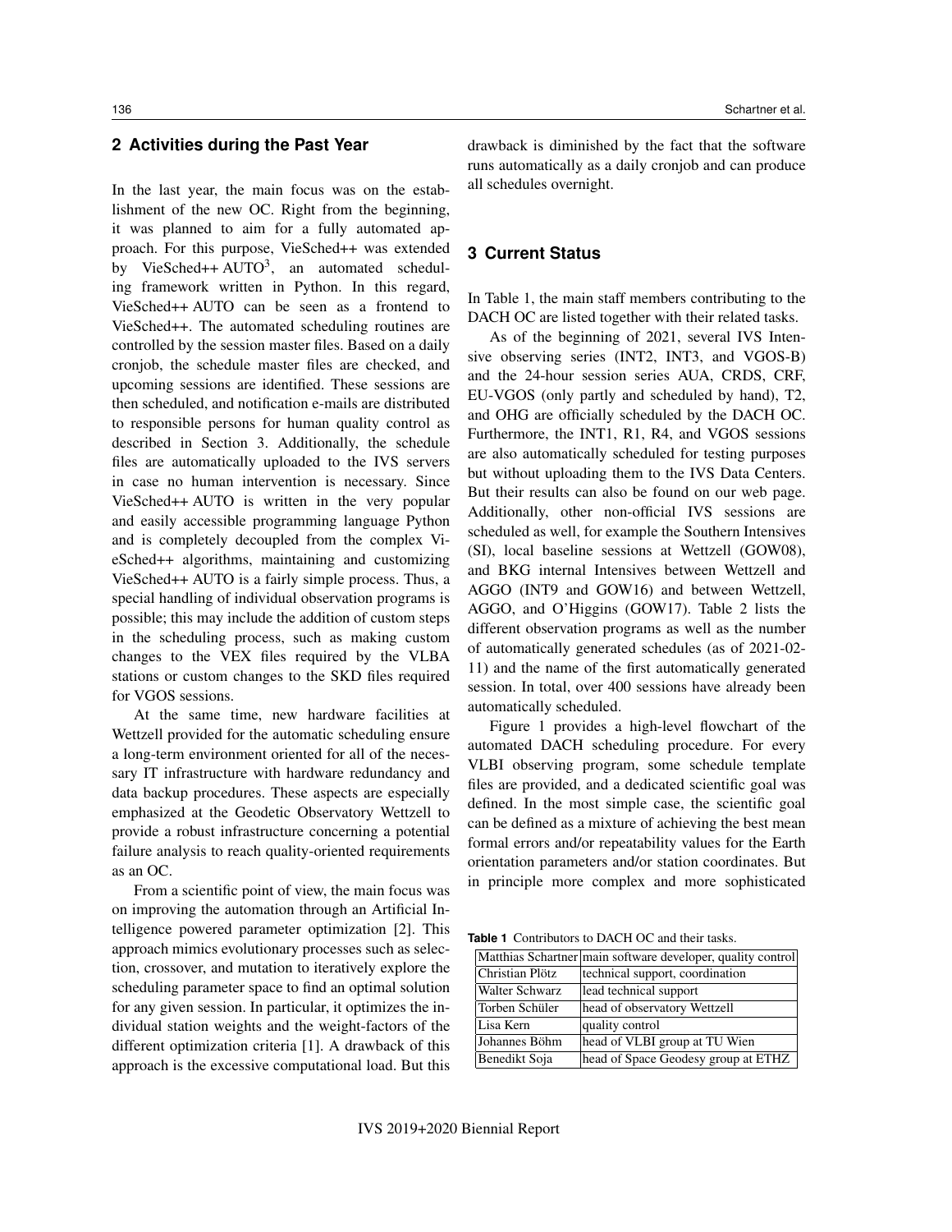## 2 Activities during the Past Year

In the last year, the main focus was on the establishment of the new OC. Right from the beginning, it was planned to aim for a fully automated approach. For this purpose, VieSched++ was extended by VieSched++ AUTO[3], an automated scheduling framework written in Python. In this regard, VieSched++ AUTO can be seen as a frontend to VieSched++. The automated scheduling routines are controlled by the session master files. Based on a daily cronjob, the schedule master files are checked, and upcoming sessions are identified. These sessions are then scheduled, and notification e-mails are distributed to responsible persons for human quality control as described in Section 3. Additionally, the schedule files are automatically uploaded to the IVS servers in case no human intervention is necessary. Since VieSched++ AUTO is written in the very popular and easily accessible programming language Python and is completely decoupled from the complex VieSched++ algorithms, maintaining and customizing VieSched++ AUTO is a fairly simple process. Thus, a special handling of individual observation programs is possible; this may include the addition of custom steps in the scheduling process, such as making custom changes to the VEX files required by the VLBA stations or custom changes to the SKD files required for VGOS sessions.

At the same time, new hardware facilities at Wettzell provided for the automatic scheduling ensure a long-term environment oriented for all of the necessary IT infrastructure with hardware redundancy and data backup procedures. These aspects are especially emphasized at the Geodetic Observatory Wettzell to provide a robust infrastructure concerning a potential failure analysis to reach quality-oriented requirements as an OC.

From a scientific point of view, the main focus was on improving the automation through an Artificial Intelligence powered parameter optimization [2]. This approach mimics evolutionary processes such as selection, crossover, and mutation to iteratively explore the scheduling parameter space to find an optimal solution for any given session. In particular, it optimizes the individual station weights and the weight-factors of the different optimization criteria [1]. A drawback of this approach is the excessive computational load. But this drawback is diminished by the fact that the software runs automatically as a daily cronjob and can produce all schedules overnight.

## 3 Current Status

In Table 1, the main staff members contributing to the DACH OC are listed together with their related tasks.

As of the beginning of 2021, several IVS Intensive observing series (INT2, INT3, and VGOS-B) and the 24-hour session series AUA, CRDS, CRF, EU-VGOS (only partly and scheduled by hand), T2, and OHG are officially scheduled by the DACH OC. Furthermore, the INT1, R1, R4, and VGOS sessions are also automatically scheduled for testing purposes but without uploading them to the IVS Data Centers. But their results can also be found on our web page. Additionally, other non-official IVS sessions are scheduled as well, for example the Southern Intensives (SI), local baseline sessions at Wettzell (GOW08), and BKG internal Intensives between Wettzell and AGGO (INT9 and GOW16) and between Wettzell, AGGO, and O'Higgins (GOW17). Table 2 lists the different observation programs as well as the number of automatically generated schedules (as of 2021-02-11) and the name of the first automatically generated session. In total, over 400 sessions have already been automatically scheduled.

Figure 1 provides a high-level flowchart of the automated DACH scheduling procedure. For every VLBI observing program, some schedule template files are provided, and a dedicated scientific goal was defined. In the most simple case, the scientific goal can be defined as a mixture of achieving the best mean formal errors and/or repeatability values for the Earth orientation parameters and/or station coordinates. But in principle more complex and more sophisticated

**Table 1** Contributors to DACH OC and their tasks.

| Name | Task |
|---|---|
| Matthias Schartner | main software developer, quality control |
| Christian Plötz | technical support, coordination |
| Walter Schwarz | lead technical support |
| Torben Schüler | head of observatory Wettzell |
| Lisa Kern | quality control |
| Johannes Böhm | head of VLBI group at TU Wien |
| Benedikt Soja | head of Space Geodesy group at ETHZ |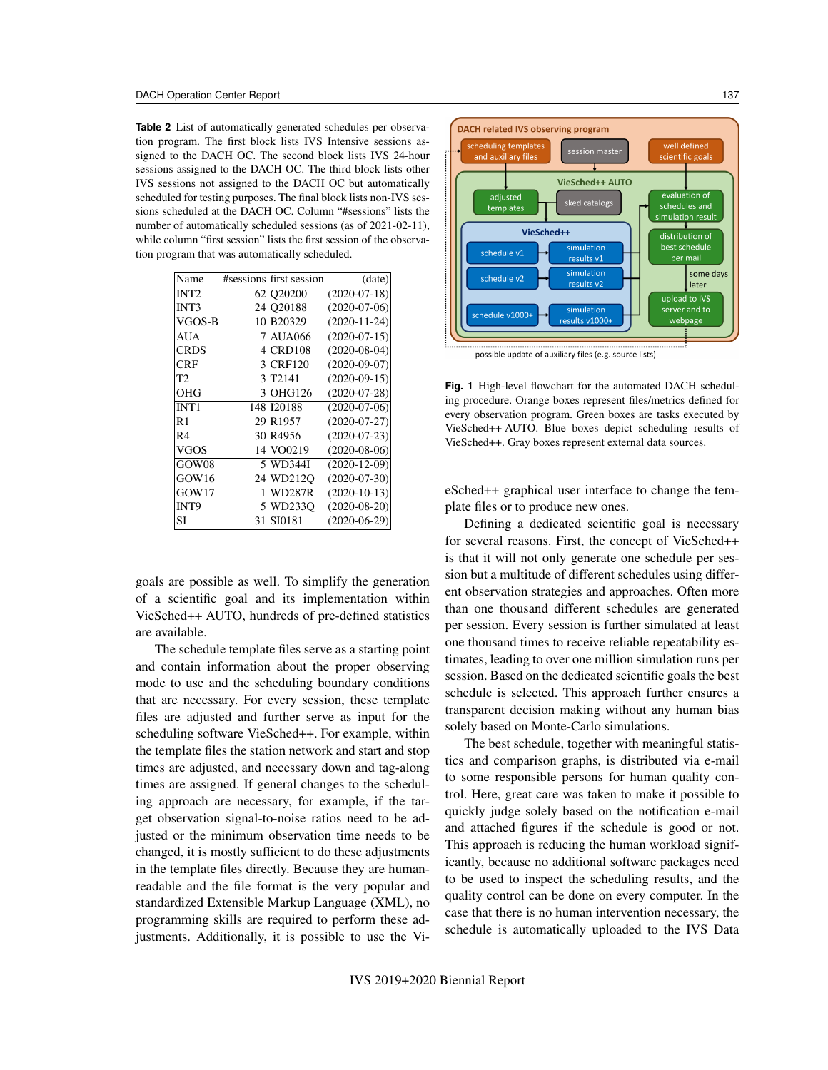**Table 2** List of automatically generated schedules per observation program. The first block lists IVS Intensive sessions assigned to the DACH OC. The second block lists IVS 24-hour sessions assigned to the DACH OC. The third block lists other IVS sessions not assigned to the DACH OC but automatically scheduled for testing purposes. The final block lists non-IVS sessions scheduled at the DACH OC. Column "#sessions" lists the number of automatically scheduled sessions (as of 2021-02-11), while column "first session" lists the first session of the observation program that was automatically scheduled.

| Name | #sessions | first session | (date) |
|---|---|---|---|
| INT2 | 62 | Q20200 | (2020-07-18) |
| INT3 | 24 | Q20188 | (2020-07-06) |
| VGOS-B | 10 | B20329 | (2020-11-24) |
| AUA | 7 | AUA066 | (2020-07-15) |
| CRDS | 4 | CRD108 | (2020-08-04) |
| CRF | 3 | CRF120 | (2020-09-07) |
| T2 | 3 | T2141 | (2020-09-15) |
| OHG | 3 | OHG126 | (2020-07-28) |
| INT1 | 148 | I20188 | (2020-07-06) |
| R1 | 29 | R1957 | (2020-07-27) |
| R4 | 30 | R4956 | (2020-07-23) |
| VGOS | 14 | VO0219 | (2020-08-06) |
| GOW08 | 5 | WD344I | (2020-12-09) |
| GOW16 | 24 | WD212Q | (2020-07-30) |
| GOW17 | 1 | WD287R | (2020-10-13) |
| INT9 | 5 | WD233Q | (2020-08-20) |
| SI | 31 | SI0181 | (2020-06-29) |

goals are possible as well. To simplify the generation of a scientific goal and its implementation within VieSched++ AUTO, hundreds of pre-defined statistics are available.

The schedule template files serve as a starting point and contain information about the proper observing mode to use and the scheduling boundary conditions that are necessary. For every session, these template files are adjusted and further serve as input for the scheduling software VieSched++. For example, within the template files the station network and start and stop times are adjusted, and necessary down and tag-along times are assigned. If general changes to the scheduling approach are necessary, for example, if the target observation signal-to-noise ratios need to be adjusted or the minimum observation time needs to be changed, it is mostly sufficient to do these adjustments in the template files directly. Because they are human-readable and the file format is the very popular and standardized Extensible Markup Language (XML), no programming skills are required to perform these adjustments. Additionally, it is possible to use the VieSched++ graphical user interface to change the template files or to produce new ones.

**Fig. 1** High-level flowchart for the automated DACH scheduling procedure. Orange boxes represent files/metrics defined for every observation program. Green boxes are tasks executed by VieSched++ AUTO. Blue boxes depict scheduling results of VieSched++. Gray boxes represent external data sources.

Defining a dedicated scientific goal is necessary for several reasons. First, the concept of VieSched++ is that it will not only generate one schedule per session but a multitude of different schedules using different observation strategies and approaches. Often more than one thousand different schedules are generated per session. Every session is further simulated at least one thousand times to receive reliable repeatability estimates, leading to over one million simulation runs per session. Based on the dedicated scientific goals the best schedule is selected. This approach further ensures a transparent decision making without any human bias solely based on Monte-Carlo simulations.

The best schedule, together with meaningful statistics and comparison graphs, is distributed via e-mail to some responsible persons for human quality control. Here, great care was taken to make it possible to quickly judge solely based on the notification e-mail and attached figures if the schedule is good or not. This approach is reducing the human workload significantly, because no additional software packages need to be used to inspect the scheduling results, and the quality control can be done on every computer. In the case that there is no human intervention necessary, the schedule is automatically uploaded to the IVS Data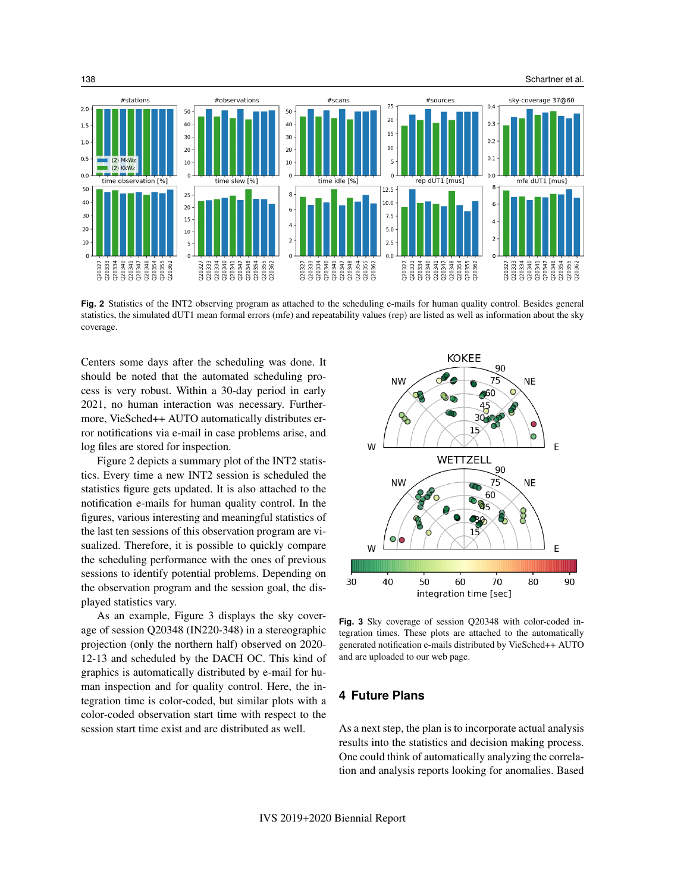Fig. 2 Statistics of the INT2 observing program as attached to the scheduling e-mails for human quality control. Besides general statistics, the simulated dUT1 mean formal errors (mfe) and repeatability values (rep) are listed as well as information about the sky coverage.

Centers some days after the scheduling was done. It should be noted that the automated scheduling process is very robust. Within a 30-day period in early 2021, no human interaction was necessary. Furthermore, VieSched++ AUTO automatically distributes error notifications via e-mail in case problems arise, and log files are stored for inspection.

Figure 2 depicts a summary plot of the INT2 statistics. Every time a new INT2 session is scheduled the statistics figure gets updated. It is also attached to the notification e-mails for human quality control. In the figures, various interesting and meaningful statistics of the last ten sessions of this observation program are visualized. Therefore, it is possible to quickly compare the scheduling performance with the ones of previous sessions to identify potential problems. Depending on the observation program and the session goal, the displayed statistics vary.

As an example, Figure 3 displays the sky coverage of session Q20348 (IN220-348) in a stereographic projection (only the northern half) observed on 2020-12-13 and scheduled by the DACH OC. This kind of graphics is automatically distributed by e-mail for human inspection and for quality control. Here, the integration time is color-coded, but similar plots with a color-coded observation start time with respect to the session start time exist and are distributed as well.

Fig. 3 Sky coverage of session Q20348 with color-coded integration times. These plots are attached to the automatically generated notification e-mails distributed by VieSched++ AUTO and are uploaded to our web page.

## 4 Future Plans

As a next step, the plan is to incorporate actual analysis results into the statistics and decision making process. One could think of automatically analyzing the correlation and analysis reports looking for anomalies. Based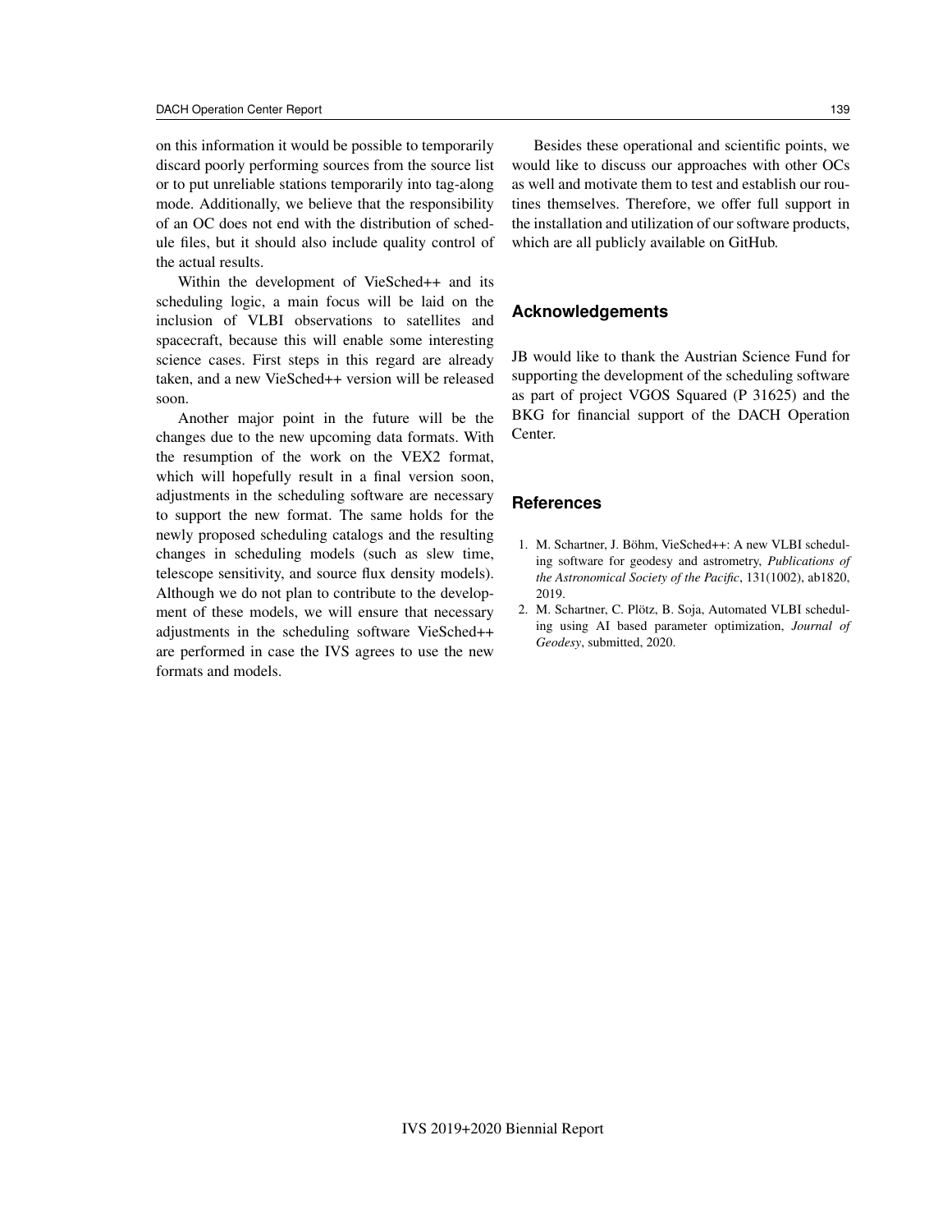on this information it would be possible to temporarily discard poorly performing sources from the source list or to put unreliable stations temporarily into tag-along mode. Additionally, we believe that the responsibility of an OC does not end with the distribution of schedule files, but it should also include quality control of the actual results.

Within the development of VieSched++ and its scheduling logic, a main focus will be laid on the inclusion of VLBI observations to satellites and spacecraft, because this will enable some interesting science cases. First steps in this regard are already taken, and a new VieSched++ version will be released soon.

Another major point in the future will be the changes due to the new upcoming data formats. With the resumption of the work on the VEX2 format, which will hopefully result in a final version soon, adjustments in the scheduling software are necessary to support the new format. The same holds for the newly proposed scheduling catalogs and the resulting changes in scheduling models (such as slew time, telescope sensitivity, and source flux density models). Although we do not plan to contribute to the development of these models, we will ensure that necessary adjustments in the scheduling software VieSched++ are performed in case the IVS agrees to use the new formats and models.

Besides these operational and scientific points, we would like to discuss our approaches with other OCs as well and motivate them to test and establish our routines themselves. Therefore, we offer full support in the installation and utilization of our software products, which are all publicly available on GitHub.

## Acknowledgements

JB would like to thank the Austrian Science Fund for supporting the development of the scheduling software as part of project VGOS Squared (P 31625) and the BKG for financial support of the DACH Operation Center.

## References

1. M. Schartner, J. Böhm, VieSched++: A new VLBI scheduling software for geodesy and astrometry, *Publications of the Astronomical Society of the Pacific*, 131(1002), ab1820, 2019.
2. M. Schartner, C. Plötz, B. Soja, Automated VLBI scheduling using AI based parameter optimization, *Journal of Geodesy*, submitted, 2020.